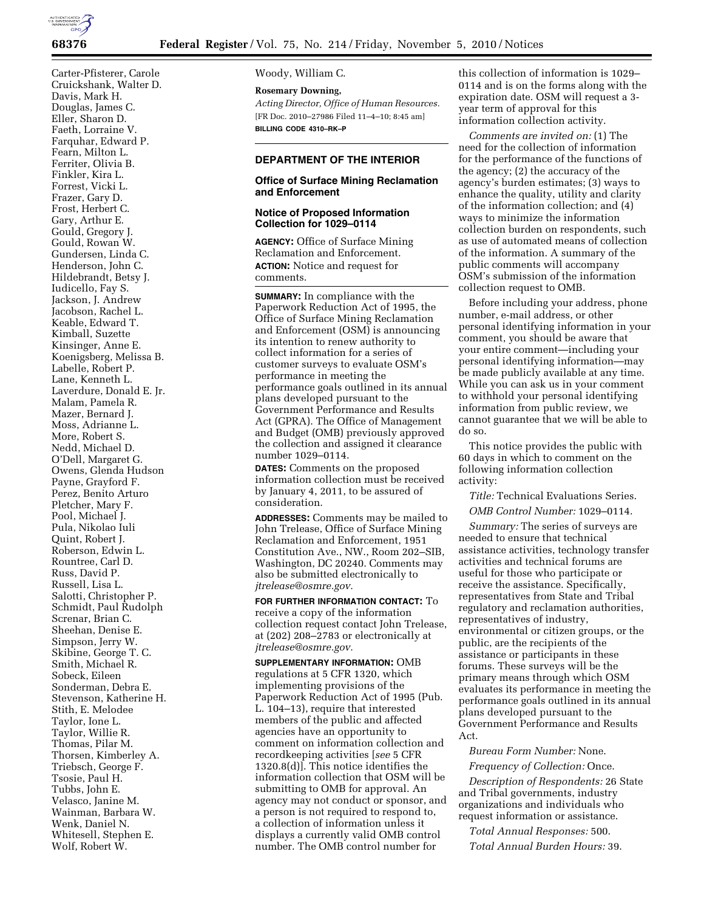Carter-Pfisterer, Carole
Cruickshank, Walter D.
Davis, Mark H.
Douglas, James C.
Eller, Sharon D.
Faeth, Lorraine V.
Farquhar, Edward P.
Fearn, Milton L.
Ferriter, Olivia B.
Finkler, Kira L.
Forrest, Vicki L.
Frazer, Gary D.
Frost, Herbert C.
Gary, Arthur E.
Gould, Gregory J.
Gould, Rowan W.
Gundersen, Linda C.
Henderson, John C.
Hildebrandt, Betsy J.
Iudicello, Fay S.
Jackson, J. Andrew
Jacobson, Rachel L.
Keable, Edward T.
Kimball, Suzette
Kinsinger, Anne E.
Koenigsberg, Melissa B.
Labelle, Robert P.
Lane, Kenneth L.
Laverdure, Donald E. Jr.
Malam, Pamela R.
Mazer, Bernard J.
Moss, Adrianne L.
More, Robert S.
Nedd, Michael D.
O'Dell, Margaret G.
Owens, Glenda Hudson
Payne, Grayford F.
Perez, Benito Arturo
Pletcher, Mary F.
Pool, Michael J.
Pula, Nikolao Iuli
Quint, Robert J.
Roberson, Edwin L.
Rountree, Carl D.
Russ, David P.
Russell, Lisa L.
Salotti, Christopher P.
Schmidt, Paul Rudolph
Screnar, Brian C.
Sheehan, Denise E.
Simpson, Jerry W.
Skibine, George T. C.
Smith, Michael R.
Sobeck, Eileen
Sonderman, Debra E.
Stevenson, Katherine H.
Stith, E. Melodee
Taylor, Ione L.
Taylor, Willie R.
Thomas, Pilar M.
Thorsen, Kimberley A.
Triebsch, George F.
Tsosie, Paul H.
Tubbs, John E.
Velasco, Janine M.
Wainman, Barbara W.
Wenk, Daniel N.
Whitesell, Stephen E.
Wolf, Robert W.
Woody, William C.

**Rosemary Downing,**

*Acting Director, Office of Human Resources.*

[FR Doc. 2010–27986 Filed 11–4–10; 8:45 am]

**BILLING CODE 4310–RK–P**

---

## DEPARTMENT OF THE INTERIOR

### Office of Surface Mining Reclamation and Enforcement

### Notice of Proposed Information Collection for 1029–0114

**AGENCY:** Office of Surface Mining Reclamation and Enforcement.

**ACTION:** Notice and request for comments.

**SUMMARY:** In compliance with the Paperwork Reduction Act of 1995, the Office of Surface Mining Reclamation and Enforcement (OSM) is announcing its intention to renew authority to collect information for a series of customer surveys to evaluate OSM's performance in meeting the performance goals outlined in its annual plans developed pursuant to the Government Performance and Results Act (GPRA). The Office of Management and Budget (OMB) previously approved the collection and assigned it clearance number 1029–0114.

**DATES:** Comments on the proposed information collection must be received by January 4, 2011, to be assured of consideration.

**ADDRESSES:** Comments may be mailed to John Trelease, Office of Surface Mining Reclamation and Enforcement, 1951 Constitution Ave., NW., Room 202–SIB, Washington, DC 20240. Comments may also be submitted electronically to *jtrelease@osmre.gov.*

**FOR FURTHER INFORMATION CONTACT:** To receive a copy of the information collection request contact John Trelease, at (202) 208–2783 or electronically at *jtrelease@osmre.gov.*

**SUPPLEMENTARY INFORMATION:** OMB regulations at 5 CFR 1320, which implementing provisions of the Paperwork Reduction Act of 1995 (Pub. L. 104–13), require that interested members of the public and affected agencies have an opportunity to comment on information collection and recordkeeping activities [*see* 5 CFR 1320.8(d)]. This notice identifies the information collection that OSM will be submitting to OMB for approval. An agency may not conduct or sponsor, and a person is not required to respond to, a collection of information unless it displays a currently valid OMB control number. The OMB control number for this collection of information is 1029–0114 and is on the forms along with the expiration date. OSM will request a 3-year term of approval for this information collection activity.

*Comments are invited on:* (1) The need for the collection of information for the performance of the functions of the agency; (2) the accuracy of the agency's burden estimates; (3) ways to enhance the quality, utility and clarity of the information collection; and (4) ways to minimize the information collection burden on respondents, such as use of automated means of collection of the information. A summary of the public comments will accompany OSM's submission of the information collection request to OMB.

Before including your address, phone number, e-mail address, or other personal identifying information in your comment, you should be aware that your entire comment—including your personal identifying information—may be made publicly available at any time. While you can ask us in your comment to withhold your personal identifying information from public review, we cannot guarantee that we will be able to do so.

This notice provides the public with 60 days in which to comment on the following information collection activity:

*Title:* Technical Evaluations Series.

*OMB Control Number:* 1029–0114.

*Summary:* The series of surveys are needed to ensure that technical assistance activities, technology transfer activities and technical forums are useful for those who participate or receive the assistance. Specifically, representatives from State and Tribal regulatory and reclamation authorities, representatives of industry, environmental or citizen groups, or the public, are the recipients of the assistance or participants in these forums. These surveys will be the primary means through which OSM evaluates its performance in meeting the performance goals outlined in its annual plans developed pursuant to the Government Performance and Results Act.

*Bureau Form Number:* None.

*Frequency of Collection:* Once.

*Description of Respondents:* 26 State and Tribal governments, industry organizations and individuals who request information or assistance.

*Total Annual Responses:* 500.

*Total Annual Burden Hours:* 39.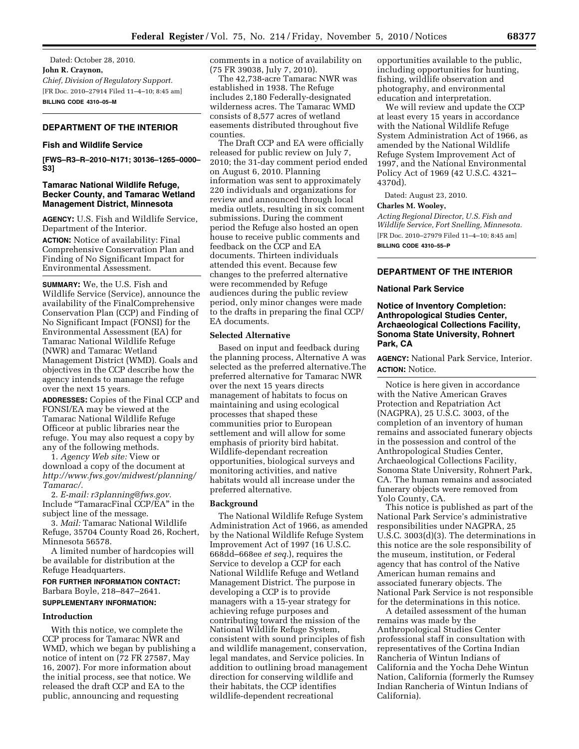Dated: October 28, 2010.

**John R. Craynon,**

*Chief, Division of Regulatory Support.*

[FR Doc. 2010–27914 Filed 11–4–10; 8:45 am]

**BILLING CODE 4310–05–M**

## DEPARTMENT OF THE INTERIOR

### Fish and Wildlife Service

**[FWS–R3–R–2010–N171; 30136–1265–0000–S3]**

### Tamarac National Wildlife Refuge, Becker County, and Tamarac Wetland Management District, Minnesota

**AGENCY:** U.S. Fish and Wildlife Service, Department of the Interior.

**ACTION:** Notice of availability: Final Comprehensive Conservation Plan and Finding of No Significant Impact for Environmental Assessment.

**SUMMARY:** We, the U.S. Fish and Wildlife Service (Service), announce the availability of the FinalComprehensive Conservation Plan (CCP) and Finding of No Significant Impact (FONSI) for the Environmental Assessment (EA) for Tamarac National Wildlife Refuge (NWR) and Tamarac Wetland Management District (WMD). Goals and objectives in the CCP describe how the agency intends to manage the refuge over the next 15 years.

**ADDRESSES:** Copies of the Final CCP and FONSI/EA may be viewed at the Tamarac National Wildlife Refuge Officeor at public libraries near the refuge. You may also request a copy by any of the following methods.

1. *Agency Web site:* View or download a copy of the document at *http://www.fws.gov/midwest/planning/Tamarac/.*

2. *E-mail: r3planning@fws.gov.* Include "TamaracFinal CCP/EA" in the subject line of the message.

3. *Mail:* Tamarac National Wildlife Refuge, 35704 County Road 26, Rochert, Minnesota 56578.

A limited number of hardcopies will be available for distribution at the Refuge Headquarters.

**FOR FURTHER INFORMATION CONTACT:** Barbara Boyle, 218–847–2641.

**SUPPLEMENTARY INFORMATION:**

#### Introduction

With this notice, we complete the CCP process for Tamarac NWR and WMD, which we began by publishing a notice of intent on (72 FR 27587, May 16, 2007). For more information about the initial process, see that notice. We released the draft CCP and EA to the public, announcing and requesting comments in a notice of availability on (75 FR 39038, July 7, 2010).

The 42,738-acre Tamarac NWR was established in 1938. The Refuge includes 2,180 Federally-designated wilderness acres. The Tamarac WMD consists of 8,577 acres of wetland easements distributed throughout five counties.

The Draft CCP and EA were officially released for public review on July 7, 2010; the 31-day comment period ended on August 6, 2010. Planning information was sent to approximately 220 individuals and organizations for review and announced through local media outlets, resulting in six comment submissions. During the comment period the Refuge also hosted an open house to receive public comments and feedback on the CCP and EA documents. Thirteen individuals attended this event. Because few changes to the preferred alternative were recommended by Refuge audiences during the public review period, only minor changes were made to the drafts in preparing the final CCP/EA documents.

#### Selected Alternative

Based on input and feedback during the planning process, Alternative A was selected as the preferred alternative.The preferred alternative for Tamarac NWR over the next 15 years directs management of habitats to focus on maintaining and using ecological processes that shaped these communities prior to European settlement and will allow for some emphasis of priority bird habitat. Wildlife-dependant recreation opportunities, biological surveys and monitoring activities, and native habitats would all increase under the preferred alternative.

#### Background

The National Wildlife Refuge System Administration Act of 1966, as amended by the National Wildlife Refuge System Improvement Act of 1997 (16 U.S.C. 668dd–668ee *et seq.*), requires the Service to develop a CCP for each National Wildlife Refuge and Wetland Management District. The purpose in developing a CCP is to provide managers with a 15-year strategy for achieving refuge purposes and contributing toward the mission of the National Wildlife Refuge System, consistent with sound principles of fish and wildlife management, conservation, legal mandates, and Service policies. In addition to outlining broad management direction for conserving wildlife and their habitats, the CCP identifies wildlife-dependent recreational opportunities available to the public, including opportunities for hunting, fishing, wildlife observation and photography, and environmental education and interpretation.

We will review and update the CCP at least every 15 years in accordance with the National Wildlife Refuge System Administration Act of 1966, as amended by the National Wildlife Refuge System Improvement Act of 1997, and the National Environmental Policy Act of 1969 (42 U.S.C. 4321–4370d).

Dated: August 23, 2010.

**Charles M. Wooley,**

*Acting Regional Director, U.S. Fish and Wildlife Service, Fort Snelling, Minnesota.*

[FR Doc. 2010–27979 Filed 11–4–10; 8:45 am]

**BILLING CODE 4310–55–P**

## DEPARTMENT OF THE INTERIOR

### National Park Service

### Notice of Inventory Completion: Anthropological Studies Center, Archaeological Collections Facility, Sonoma State University, Rohnert Park, CA

**AGENCY:** National Park Service, Interior.

**ACTION:** Notice.

Notice is here given in accordance with the Native American Graves Protection and Repatriation Act (NAGPRA), 25 U.S.C. 3003, of the completion of an inventory of human remains and associated funerary objects in the possession and control of the Anthropological Studies Center, Archaeological Collections Facility, Sonoma State University, Rohnert Park, CA. The human remains and associated funerary objects were removed from Yolo County, CA.

This notice is published as part of the National Park Service's administrative responsibilities under NAGPRA, 25 U.S.C. 3003(d)(3). The determinations in this notice are the sole responsibility of the museum, institution, or Federal agency that has control of the Native American human remains and associated funerary objects. The National Park Service is not responsible for the determinations in this notice.

A detailed assessment of the human remains was made by the Anthropological Studies Center professional staff in consultation with representatives of the Cortina Indian Rancheria of Wintun Indians of California and the Yocha Dehe Wintun Nation, California (formerly the Rumsey Indian Rancheria of Wintun Indians of California).